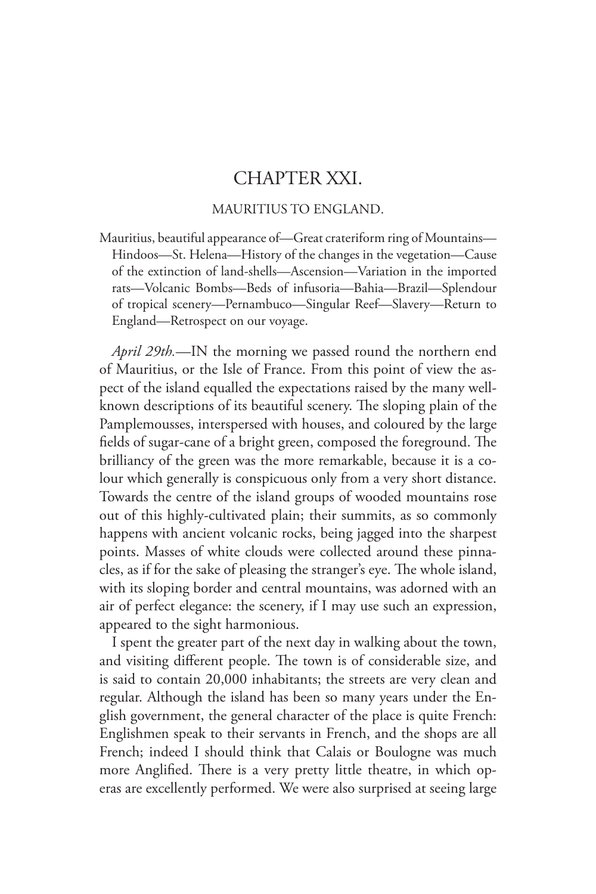# CHAPTER XXI.

## MAURITIUS TO ENGLAND.

Mauritius, beautiful appearance of—Great crateriform ring of Mountains—Hindoos—St. Helena—History of the changes in the vegetation—Cause of the extinction of land-shells—Ascension—Variation in the imported rats—Volcanic Bombs—Beds of infusoria—Bahia—Brazil—Splendour of tropical scenery—Pernambuco—Singular Reef—Slavery—Return to England—Retrospect on our voyage.

*April 29th.*—IN the morning we passed round the northern end of Mauritius, or the Isle of France. From this point of view the aspect of the island equalled the expectations raised by the many well-known descriptions of its beautiful scenery. The sloping plain of the Pamplemousses, interspersed with houses, and coloured by the large fields of sugar-cane of a bright green, composed the foreground. The brilliancy of the green was the more remarkable, because it is a colour which generally is conspicuous only from a very short distance. Towards the centre of the island groups of wooded mountains rose out of this highly-cultivated plain; their summits, as so commonly happens with ancient volcanic rocks, being jagged into the sharpest points. Masses of white clouds were collected around these pinnacles, as if for the sake of pleasing the stranger's eye. The whole island, with its sloping border and central mountains, was adorned with an air of perfect elegance: the scenery, if I may use such an expression, appeared to the sight harmonious.

I spent the greater part of the next day in walking about the town, and visiting different people. The town is of considerable size, and is said to contain 20,000 inhabitants; the streets are very clean and regular. Although the island has been so many years under the English government, the general character of the place is quite French: Englishmen speak to their servants in French, and the shops are all French; indeed I should think that Calais or Boulogne was much more Anglified. There is a very pretty little theatre, in which operas are excellently performed. We were also surprised at seeing large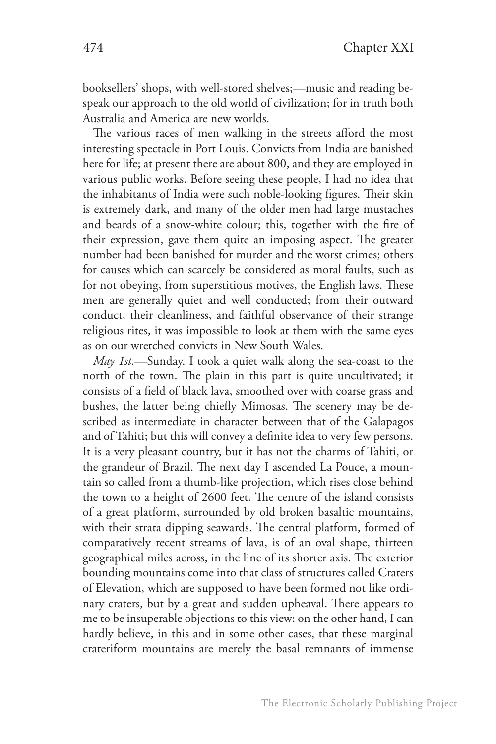booksellers' shops, with well-stored shelves;—music and reading bespeak our approach to the old world of civilization; for in truth both Australia and America are new worlds.

The various races of men walking in the streets afford the most interesting spectacle in Port Louis. Convicts from India are banished here for life; at present there are about 800, and they are employed in various public works. Before seeing these people, I had no idea that the inhabitants of India were such noble-looking figures. Their skin is extremely dark, and many of the older men had large mustaches and beards of a snow-white colour; this, together with the fire of their expression, gave them quite an imposing aspect. The greater number had been banished for murder and the worst crimes; others for causes which can scarcely be considered as moral faults, such as for not obeying, from superstitious motives, the English laws. These men are generally quiet and well conducted; from their outward conduct, their cleanliness, and faithful observance of their strange religious rites, it was impossible to look at them with the same eyes as on our wretched convicts in New South Wales.

*May 1st.*—Sunday. I took a quiet walk along the sea-coast to the north of the town. The plain in this part is quite uncultivated; it consists of a field of black lava, smoothed over with coarse grass and bushes, the latter being chiefly Mimosas. The scenery may be described as intermediate in character between that of the Galapagos and of Tahiti; but this will convey a definite idea to very few persons. It is a very pleasant country, but it has not the charms of Tahiti, or the grandeur of Brazil. The next day I ascended La Pouce, a mountain so called from a thumb-like projection, which rises close behind the town to a height of 2600 feet. The centre of the island consists of a great platform, surrounded by old broken basaltic mountains, with their strata dipping seawards. The central platform, formed of comparatively recent streams of lava, is of an oval shape, thirteen geographical miles across, in the line of its shorter axis. The exterior bounding mountains come into that class of structures called Craters of Elevation, which are supposed to have been formed not like ordinary craters, but by a great and sudden upheaval. There appears to me to be insuperable objections to this view: on the other hand, I can hardly believe, in this and in some other cases, that these marginal crateriform mountains are merely the basal remnants of immense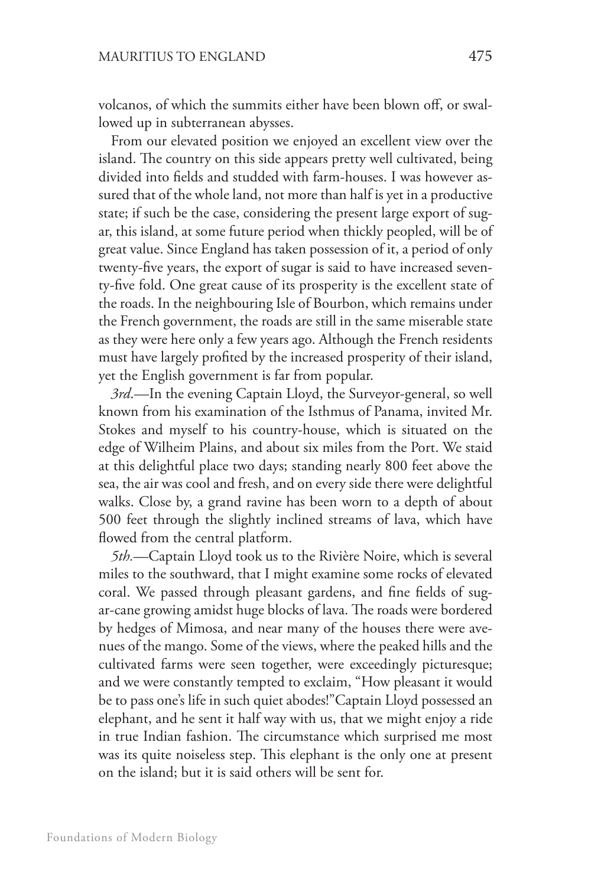volcanos, of which the summits either have been blown off, or swallowed up in subterranean abysses.

From our elevated position we enjoyed an excellent view over the island. The country on this side appears pretty well cultivated, being divided into fields and studded with farm-houses. I was however assured that of the whole land, not more than half is yet in a productive state; if such be the case, considering the present large export of sugar, this island, at some future period when thickly peopled, will be of great value. Since England has taken possession of it, a period of only twenty-five years, the export of sugar is said to have increased seventy-five fold. One great cause of its prosperity is the excellent state of the roads. In the neighbouring Isle of Bourbon, which remains under the French government, the roads are still in the same miserable state as they were here only a few years ago. Although the French residents must have largely profited by the increased prosperity of their island, yet the English government is far from popular.

*3rd*.—In the evening Captain Lloyd, the Surveyor-general, so well known from his examination of the Isthmus of Panama, invited Mr. Stokes and myself to his country-house, which is situated on the edge of Wilheim Plains, and about six miles from the Port. We staid at this delightful place two days; standing nearly 800 feet above the sea, the air was cool and fresh, and on every side there were delightful walks. Close by, a grand ravine has been worn to a depth of about 500 feet through the slightly inclined streams of lava, which have flowed from the central platform.

*5th*.—Captain Lloyd took us to the Rivière Noire, which is several miles to the southward, that I might examine some rocks of elevated coral. We passed through pleasant gardens, and fine fields of sugar-cane growing amidst huge blocks of lava. The roads were bordered by hedges of Mimosa, and near many of the houses there were avenues of the mango. Some of the views, where the peaked hills and the cultivated farms were seen together, were exceedingly picturesque; and we were constantly tempted to exclaim, "How pleasant it would be to pass one's life in such quiet abodes!" Captain Lloyd possessed an elephant, and he sent it half way with us, that we might enjoy a ride in true Indian fashion. The circumstance which surprised me most was its quite noiseless step. This elephant is the only one at present on the island; but it is said others will be sent for.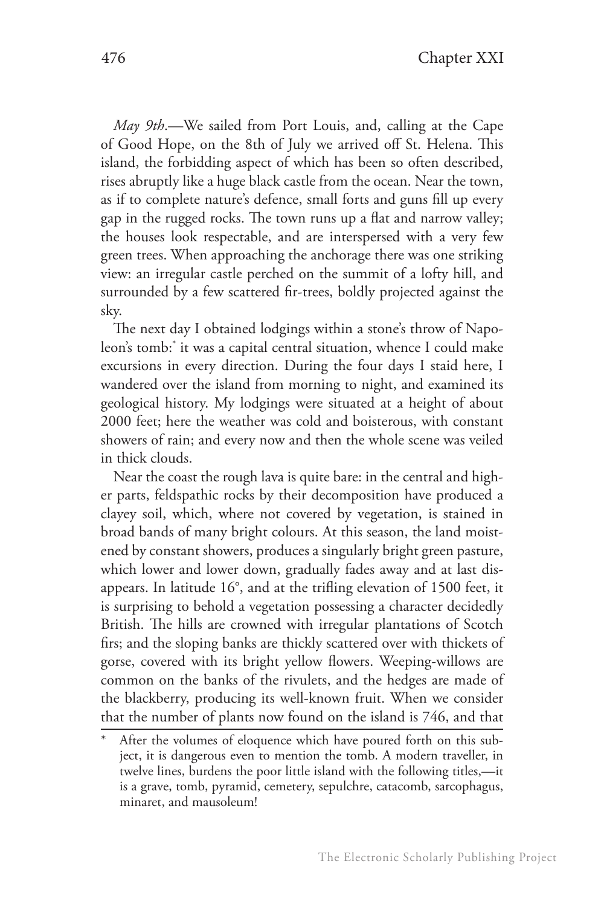*May 9th*.—We sailed from Port Louis, and, calling at the Cape of Good Hope, on the 8th of July we arrived off St. Helena. This island, the forbidding aspect of which has been so often described, rises abruptly like a huge black castle from the ocean. Near the town, as if to complete nature's defence, small forts and guns fill up every gap in the rugged rocks. The town runs up a flat and narrow valley; the houses look respectable, and are interspersed with a very few green trees. When approaching the anchorage there was one striking view: an irregular castle perched on the summit of a lofty hill, and surrounded by a few scattered fir-trees, boldly projected against the sky.

The next day I obtained lodgings within a stone's throw of Napoleon's tomb:* it was a capital central situation, whence I could make excursions in every direction. During the four days I staid here, I wandered over the island from morning to night, and examined its geological history. My lodgings were situated at a height of about 2000 feet; here the weather was cold and boisterous, with constant showers of rain; and every now and then the whole scene was veiled in thick clouds.

Near the coast the rough lava is quite bare: in the central and higher parts, feldspathic rocks by their decomposition have produced a clayey soil, which, where not covered by vegetation, is stained in broad bands of many bright colours. At this season, the land moistened by constant showers, produces a singularly bright green pasture, which lower and lower down, gradually fades away and at last disappears. In latitude 16°, and at the trifling elevation of 1500 feet, it is surprising to behold a vegetation possessing a character decidedly British. The hills are crowned with irregular plantations of Scotch firs; and the sloping banks are thickly scattered over with thickets of gorse, covered with its bright yellow flowers. Weeping-willows are common on the banks of the rivulets, and the hedges are made of the blackberry, producing its well-known fruit. When we consider that the number of plants now found on the island is 746, and that

\* After the volumes of eloquence which have poured forth on this subject, it is dangerous even to mention the tomb. A modern traveller, in twelve lines, burdens the poor little island with the following titles,—it is a grave, tomb, pyramid, cemetery, sepulchre, catacomb, sarcophagus, minaret, and mausoleum!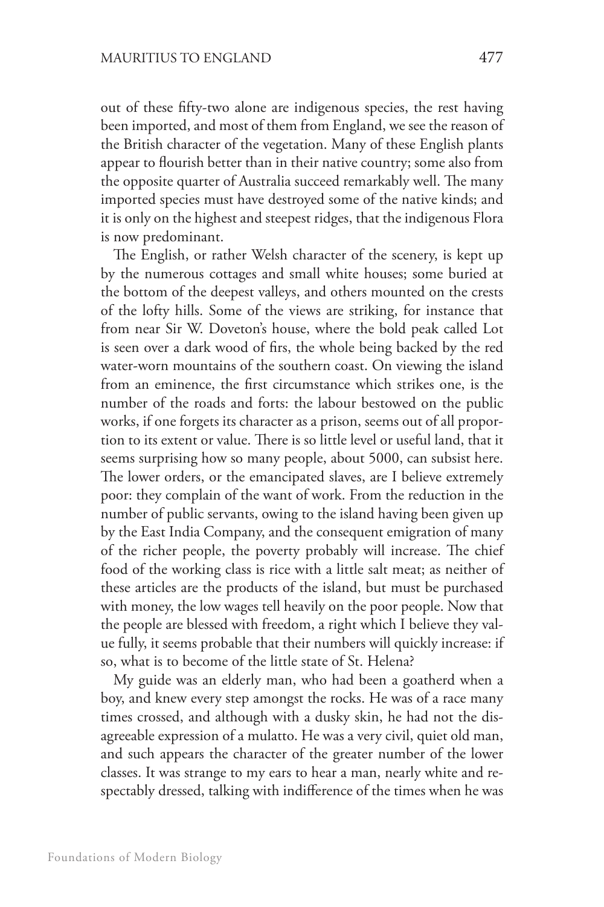out of these fifty-two alone are indigenous species, the rest having been imported, and most of them from England, we see the reason of the British character of the vegetation. Many of these English plants appear to flourish better than in their native country; some also from the opposite quarter of Australia succeed remarkably well. The many imported species must have destroyed some of the native kinds; and it is only on the highest and steepest ridges, that the indigenous Flora is now predominant.

The English, or rather Welsh character of the scenery, is kept up by the numerous cottages and small white houses; some buried at the bottom of the deepest valleys, and others mounted on the crests of the lofty hills. Some of the views are striking, for instance that from near Sir W. Doveton's house, where the bold peak called Lot is seen over a dark wood of firs, the whole being backed by the red water-worn mountains of the southern coast. On viewing the island from an eminence, the first circumstance which strikes one, is the number of the roads and forts: the labour bestowed on the public works, if one forgets its character as a prison, seems out of all proportion to its extent or value. There is so little level or useful land, that it seems surprising how so many people, about 5000, can subsist here. The lower orders, or the emancipated slaves, are I believe extremely poor: they complain of the want of work. From the reduction in the number of public servants, owing to the island having been given up by the East India Company, and the consequent emigration of many of the richer people, the poverty probably will increase. The chief food of the working class is rice with a little salt meat; as neither of these articles are the products of the island, but must be purchased with money, the low wages tell heavily on the poor people. Now that the people are blessed with freedom, a right which I believe they value fully, it seems probable that their numbers will quickly increase: if so, what is to become of the little state of St. Helena?

My guide was an elderly man, who had been a goatherd when a boy, and knew every step amongst the rocks. He was of a race many times crossed, and although with a dusky skin, he had not the disagreeable expression of a mulatto. He was a very civil, quiet old man, and such appears the character of the greater number of the lower classes. It was strange to my ears to hear a man, nearly white and respectably dressed, talking with indifference of the times when he was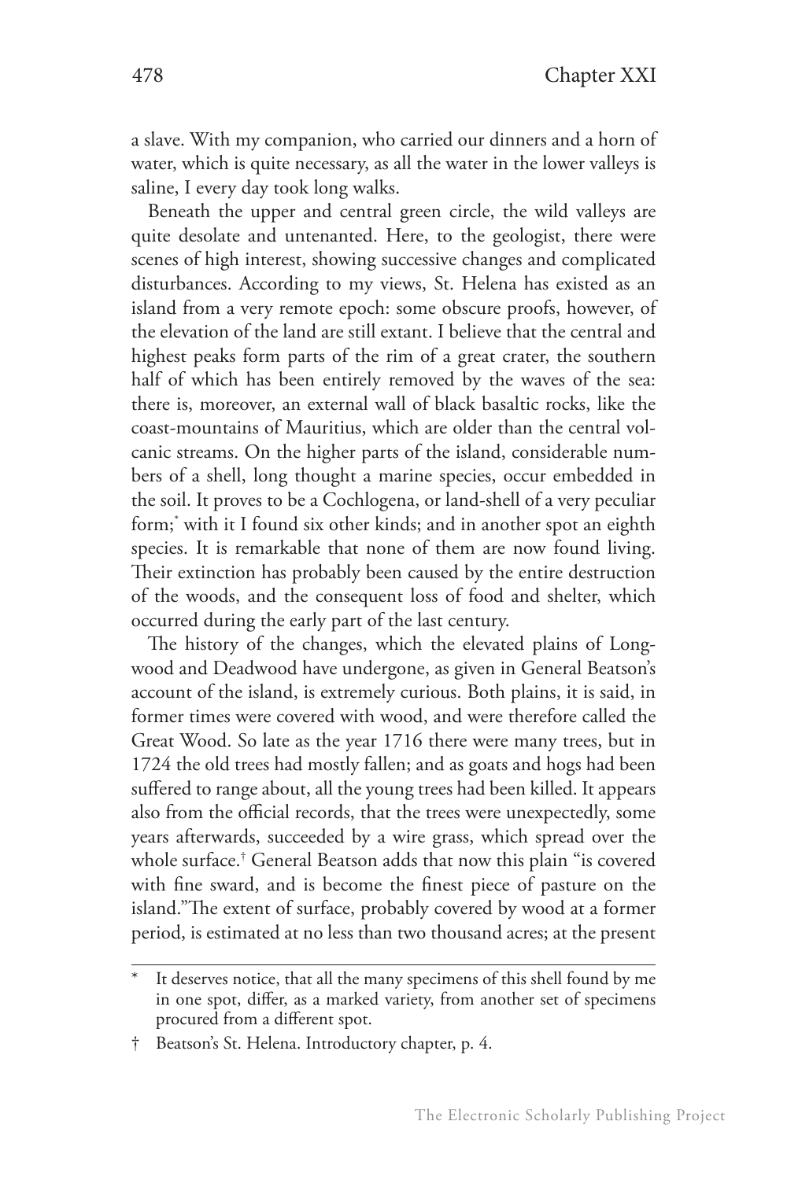a slave. With my companion, who carried our dinners and a horn of water, which is quite necessary, as all the water in the lower valleys is saline, I every day took long walks.

Beneath the upper and central green circle, the wild valleys are quite desolate and untenanted. Here, to the geologist, there were scenes of high interest, showing successive changes and complicated disturbances. According to my views, St. Helena has existed as an island from a very remote epoch: some obscure proofs, however, of the elevation of the land are still extant. I believe that the central and highest peaks form parts of the rim of a great crater, the southern half of which has been entirely removed by the waves of the sea: there is, moreover, an external wall of black basaltic rocks, like the coast-mountains of Mauritius, which are older than the central volcanic streams. On the higher parts of the island, considerable numbers of a shell, long thought a marine species, occur embedded in the soil. It proves to be a Cochlogena, or land-shell of a very peculiar form;* with it I found six other kinds; and in another spot an eighth species. It is remarkable that none of them are now found living. Their extinction has probably been caused by the entire destruction of the woods, and the consequent loss of food and shelter, which occurred during the early part of the last century.

The history of the changes, which the elevated plains of Longwood and Deadwood have undergone, as given in General Beatson's account of the island, is extremely curious. Both plains, it is said, in former times were covered with wood, and were therefore called the Great Wood. So late as the year 1716 there were many trees, but in 1724 the old trees had mostly fallen; and as goats and hogs had been suffered to range about, all the young trees had been killed. It appears also from the official records, that the trees were unexpectedly, some years afterwards, succeeded by a wire grass, which spread over the whole surface.† General Beatson adds that now this plain "is covered with fine sward, and is become the finest piece of pasture on the island." The extent of surface, probably covered by wood at a former period, is estimated at no less than two thousand acres; at the present

---

\* It deserves notice, that all the many specimens of this shell found by me in one spot, differ, as a marked variety, from another set of specimens procured from a different spot.

† Beatson's St. Helena. Introductory chapter, p. 4.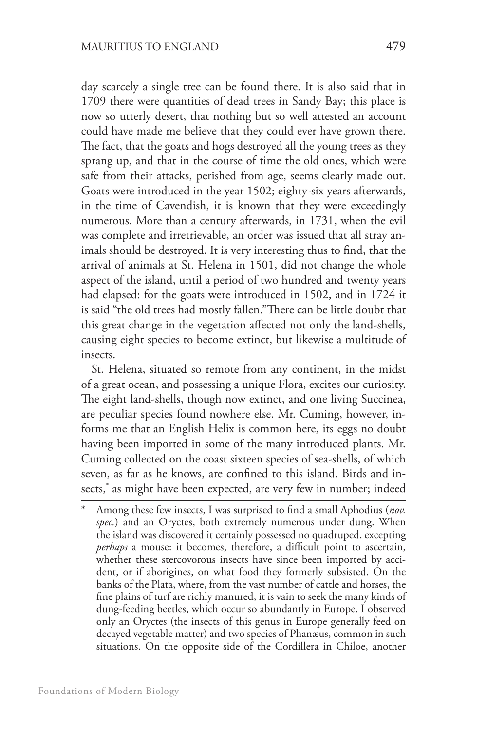day scarcely a single tree can be found there. It is also said that in 1709 there were quantities of dead trees in Sandy Bay; this place is now so utterly desert, that nothing but so well attested an account could have made me believe that they could ever have grown there. The fact, that the goats and hogs destroyed all the young trees as they sprang up, and that in the course of time the old ones, which were safe from their attacks, perished from age, seems clearly made out. Goats were introduced in the year 1502; eighty-six years afterwards, in the time of Cavendish, it is known that they were exceedingly numerous. More than a century afterwards, in 1731, when the evil was complete and irretrievable, an order was issued that all stray animals should be destroyed. It is very interesting thus to find, that the arrival of animals at St. Helena in 1501, did not change the whole aspect of the island, until a period of two hundred and twenty years had elapsed: for the goats were introduced in 1502, and in 1724 it is said "the old trees had mostly fallen." There can be little doubt that this great change in the vegetation affected not only the land-shells, causing eight species to become extinct, but likewise a multitude of insects.

St. Helena, situated so remote from any continent, in the midst of a great ocean, and possessing a unique Flora, excites our curiosity. The eight land-shells, though now extinct, and one living Succinea, are peculiar species found nowhere else. Mr. Cuming, however, informs me that an English Helix is common here, its eggs no doubt having been imported in some of the many introduced plants. Mr. Cuming collected on the coast sixteen species of sea-shells, of which seven, as far as he knows, are confined to this island. Birds and insects,* as might have been expected, are very few in number; indeed

\* Among these few insects, I was surprised to find a small Aphodius (*nov. spec.*) and an Oryctes, both extremely numerous under dung. When the island was discovered it certainly possessed no quadruped, excepting *perhaps* a mouse: it becomes, therefore, a difficult point to ascertain, whether these stercovorous insects have since been imported by accident, or if aborigines, on what food they formerly subsisted. On the banks of the Plata, where, from the vast number of cattle and horses, the fine plains of turf are richly manured, it is vain to seek the many kinds of dung-feeding beetles, which occur so abundantly in Europe. I observed only an Oryctes (the insects of this genus in Europe generally feed on decayed vegetable matter) and two species of Phanæus, common in such situations. On the opposite side of the Cordillera in Chiloe, another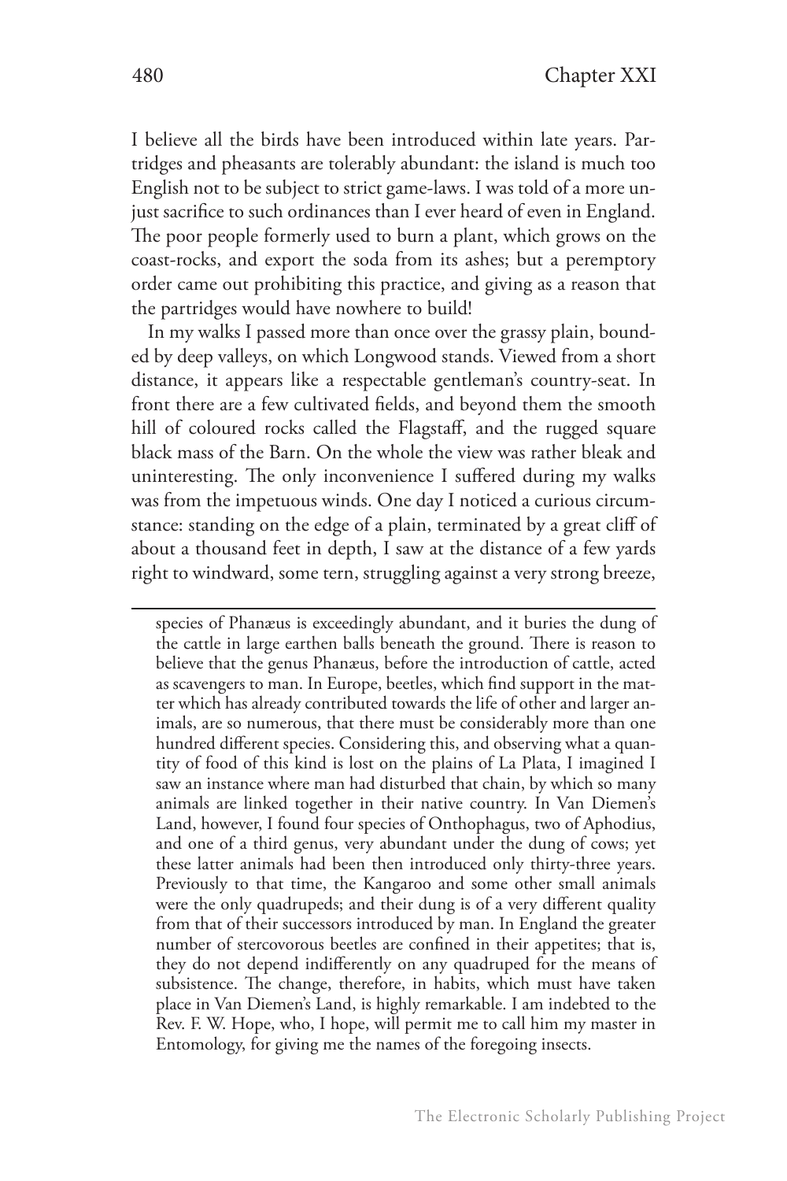I believe all the birds have been introduced within late years. Partridges and pheasants are tolerably abundant: the island is much too English not to be subject to strict game-laws. I was told of a more unjust sacrifice to such ordinances than I ever heard of even in England. The poor people formerly used to burn a plant, which grows on the coast-rocks, and export the soda from its ashes; but a peremptory order came out prohibiting this practice, and giving as a reason that the partridges would have nowhere to build!

In my walks I passed more than once over the grassy plain, bounded by deep valleys, on which Longwood stands. Viewed from a short distance, it appears like a respectable gentleman's country-seat. In front there are a few cultivated fields, and beyond them the smooth hill of coloured rocks called the Flagstaff, and the rugged square black mass of the Barn. On the whole the view was rather bleak and uninteresting. The only inconvenience I suffered during my walks was from the impetuous winds. One day I noticed a curious circumstance: standing on the edge of a plain, terminated by a great cliff of about a thousand feet in depth, I saw at the distance of a few yards right to windward, some tern, struggling against a very strong breeze,

---

species of Phanæus is exceedingly abundant, and it buries the dung of the cattle in large earthen balls beneath the ground. There is reason to believe that the genus Phanæus, before the introduction of cattle, acted as scavengers to man. In Europe, beetles, which find support in the matter which has already contributed towards the life of other and larger animals, are so numerous, that there must be considerably more than one hundred different species. Considering this, and observing what a quantity of food of this kind is lost on the plains of La Plata, I imagined I saw an instance where man had disturbed that chain, by which so many animals are linked together in their native country. In Van Diemen's Land, however, I found four species of Onthophagus, two of Aphodius, and one of a third genus, very abundant under the dung of cows; yet these latter animals had been then introduced only thirty-three years. Previously to that time, the Kangaroo and some other small animals were the only quadrupeds; and their dung is of a very different quality from that of their successors introduced by man. In England the greater number of stercovorous beetles are confined in their appetites; that is, they do not depend indifferently on any quadruped for the means of subsistence. The change, therefore, in habits, which must have taken place in Van Diemen's Land, is highly remarkable. I am indebted to the Rev. F. W. Hope, who, I hope, will permit me to call him my master in Entomology, for giving me the names of the foregoing insects.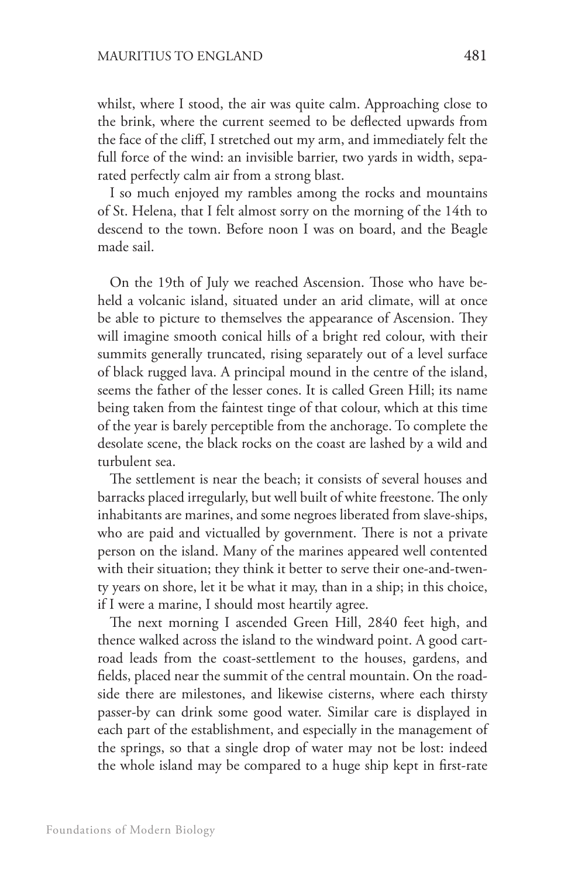whilst, where I stood, the air was quite calm. Approaching close to the brink, where the current seemed to be deflected upwards from the face of the cliff, I stretched out my arm, and immediately felt the full force of the wind: an invisible barrier, two yards in width, separated perfectly calm air from a strong blast.

I so much enjoyed my rambles among the rocks and mountains of St. Helena, that I felt almost sorry on the morning of the 14th to descend to the town. Before noon I was on board, and the Beagle made sail.

On the 19th of July we reached Ascension. Those who have beheld a volcanic island, situated under an arid climate, will at once be able to picture to themselves the appearance of Ascension. They will imagine smooth conical hills of a bright red colour, with their summits generally truncated, rising separately out of a level surface of black rugged lava. A principal mound in the centre of the island, seems the father of the lesser cones. It is called Green Hill; its name being taken from the faintest tinge of that colour, which at this time of the year is barely perceptible from the anchorage. To complete the desolate scene, the black rocks on the coast are lashed by a wild and turbulent sea.

The settlement is near the beach; it consists of several houses and barracks placed irregularly, but well built of white freestone. The only inhabitants are marines, and some negroes liberated from slave-ships, who are paid and victualled by government. There is not a private person on the island. Many of the marines appeared well contented with their situation; they think it better to serve their one-and-twenty years on shore, let it be what it may, than in a ship; in this choice, if I were a marine, I should most heartily agree.

The next morning I ascended Green Hill, 2840 feet high, and thence walked across the island to the windward point. A good cart-road leads from the coast-settlement to the houses, gardens, and fields, placed near the summit of the central mountain. On the roadside there are milestones, and likewise cisterns, where each thirsty passer-by can drink some good water. Similar care is displayed in each part of the establishment, and especially in the management of the springs, so that a single drop of water may not be lost: indeed the whole island may be compared to a huge ship kept in first-rate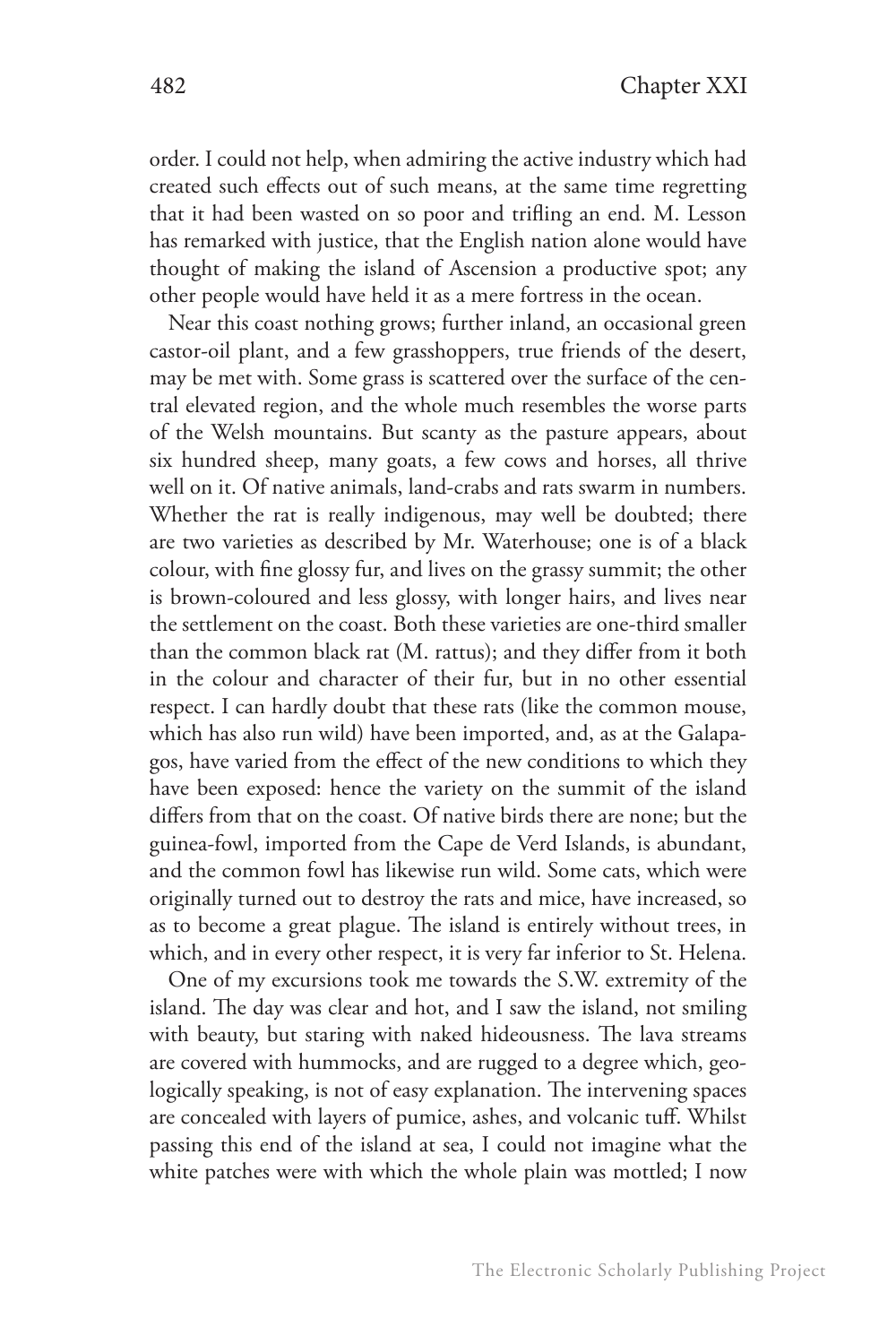order. I could not help, when admiring the active industry which had created such effects out of such means, at the same time regretting that it had been wasted on so poor and trifling an end. M. Lesson has remarked with justice, that the English nation alone would have thought of making the island of Ascension a productive spot; any other people would have held it as a mere fortress in the ocean.

Near this coast nothing grows; further inland, an occasional green castor-oil plant, and a few grasshoppers, true friends of the desert, may be met with. Some grass is scattered over the surface of the central elevated region, and the whole much resembles the worse parts of the Welsh mountains. But scanty as the pasture appears, about six hundred sheep, many goats, a few cows and horses, all thrive well on it. Of native animals, land-crabs and rats swarm in numbers. Whether the rat is really indigenous, may well be doubted; there are two varieties as described by Mr. Waterhouse; one is of a black colour, with fine glossy fur, and lives on the grassy summit; the other is brown-coloured and less glossy, with longer hairs, and lives near the settlement on the coast. Both these varieties are one-third smaller than the common black rat (M. rattus); and they differ from it both in the colour and character of their fur, but in no other essential respect. I can hardly doubt that these rats (like the common mouse, which has also run wild) have been imported, and, as at the Galapagos, have varied from the effect of the new conditions to which they have been exposed: hence the variety on the summit of the island differs from that on the coast. Of native birds there are none; but the guinea-fowl, imported from the Cape de Verd Islands, is abundant, and the common fowl has likewise run wild. Some cats, which were originally turned out to destroy the rats and mice, have increased, so as to become a great plague. The island is entirely without trees, in which, and in every other respect, it is very far inferior to St. Helena.

One of my excursions took me towards the S.W. extremity of the island. The day was clear and hot, and I saw the island, not smiling with beauty, but staring with naked hideousness. The lava streams are covered with hummocks, and are rugged to a degree which, geologically speaking, is not of easy explanation. The intervening spaces are concealed with layers of pumice, ashes, and volcanic tuff. Whilst passing this end of the island at sea, I could not imagine what the white patches were with which the whole plain was mottled; I now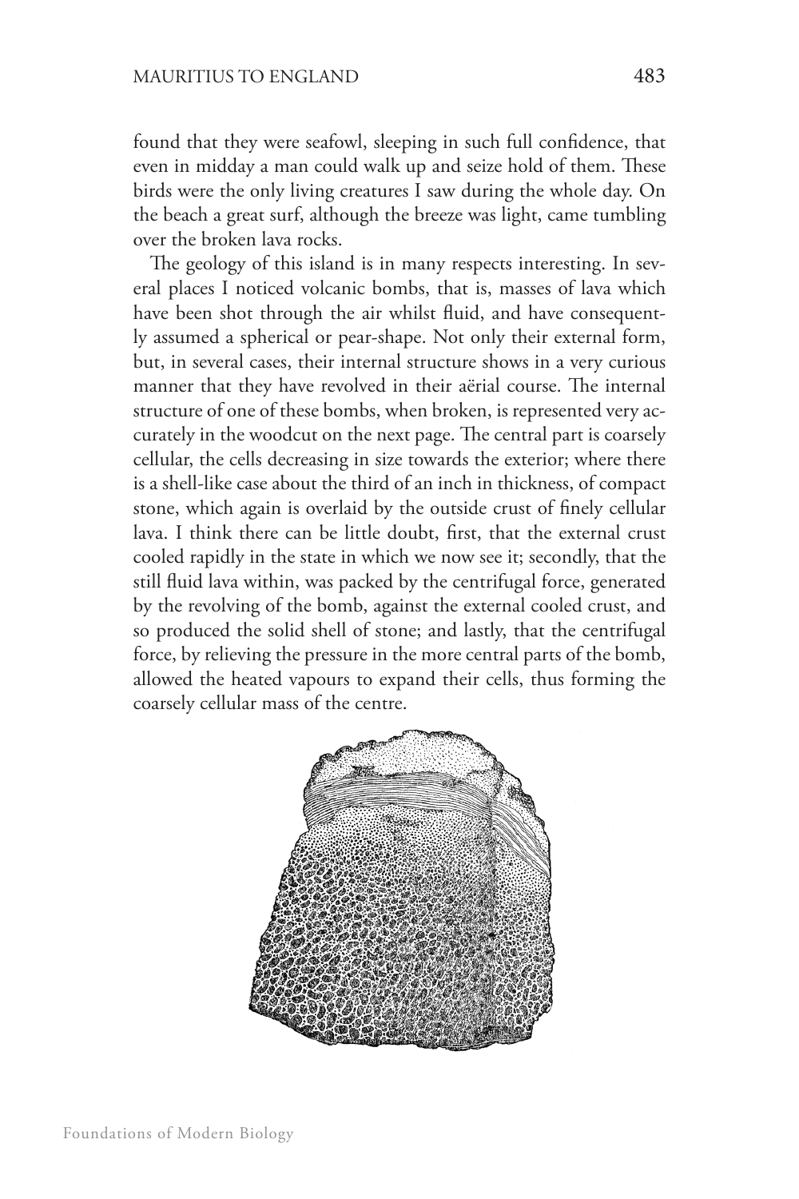found that they were seafowl, sleeping in such full confidence, that even in midday a man could walk up and seize hold of them. These birds were the only living creatures I saw during the whole day. On the beach a great surf, although the breeze was light, came tumbling over the broken lava rocks.

The geology of this island is in many respects interesting. In several places I noticed volcanic bombs, that is, masses of lava which have been shot through the air whilst fluid, and have consequently assumed a spherical or pear-shape. Not only their external form, but, in several cases, their internal structure shows in a very curious manner that they have revolved in their aërial course. The internal structure of one of these bombs, when broken, is represented very accurately in the woodcut on the next page. The central part is coarsely cellular, the cells decreasing in size towards the exterior; where there is a shell-like case about the third of an inch in thickness, of compact stone, which again is overlaid by the outside crust of finely cellular lava. I think there can be little doubt, first, that the external crust cooled rapidly in the state in which we now see it; secondly, that the still fluid lava within, was packed by the centrifugal force, generated by the revolving of the bomb, against the external cooled crust, and so produced the solid shell of stone; and lastly, that the centrifugal force, by relieving the pressure in the more central parts of the bomb, allowed the heated vapours to expand their cells, thus forming the coarsely cellular mass of the centre.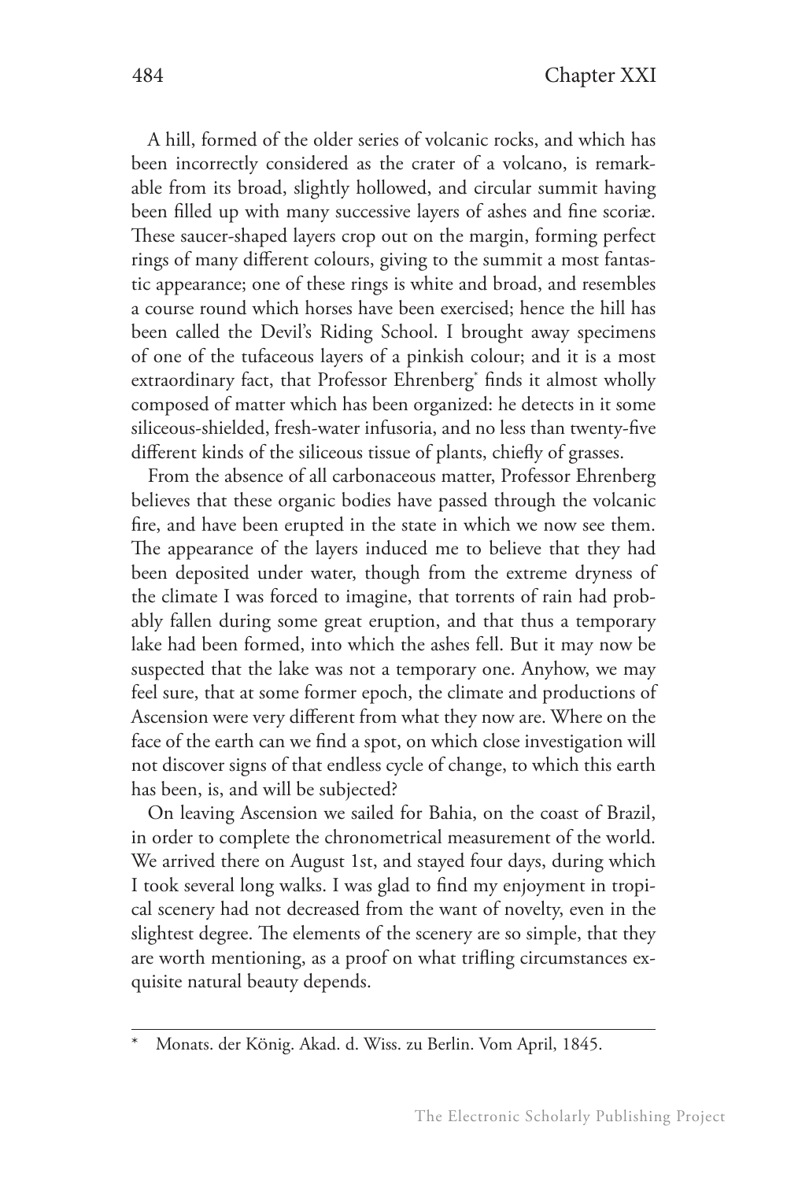A hill, formed of the older series of volcanic rocks, and which has been incorrectly considered as the crater of a volcano, is remarkable from its broad, slightly hollowed, and circular summit having been filled up with many successive layers of ashes and fine scoriæ. These saucer-shaped layers crop out on the margin, forming perfect rings of many different colours, giving to the summit a most fantastic appearance; one of these rings is white and broad, and resembles a course round which horses have been exercised; hence the hill has been called the Devil's Riding School. I brought away specimens of one of the tufaceous layers of a pinkish colour; and it is a most extraordinary fact, that Professor Ehrenberg* finds it almost wholly composed of matter which has been organized: he detects in it some siliceous-shielded, fresh-water infusoria, and no less than twenty-five different kinds of the siliceous tissue of plants, chiefly of grasses.

From the absence of all carbonaceous matter, Professor Ehrenberg believes that these organic bodies have passed through the volcanic fire, and have been erupted in the state in which we now see them. The appearance of the layers induced me to believe that they had been deposited under water, though from the extreme dryness of the climate I was forced to imagine, that torrents of rain had probably fallen during some great eruption, and that thus a temporary lake had been formed, into which the ashes fell. But it may now be suspected that the lake was not a temporary one. Anyhow, we may feel sure, that at some former epoch, the climate and productions of Ascension were very different from what they now are. Where on the face of the earth can we find a spot, on which close investigation will not discover signs of that endless cycle of change, to which this earth has been, is, and will be subjected?

On leaving Ascension we sailed for Bahia, on the coast of Brazil, in order to complete the chronometrical measurement of the world. We arrived there on August 1st, and stayed four days, during which I took several long walks. I was glad to find my enjoyment in tropical scenery had not decreased from the want of novelty, even in the slightest degree. The elements of the scenery are so simple, that they are worth mentioning, as a proof on what trifling circumstances exquisite natural beauty depends.

---

\* Monats. der König. Akad. d. Wiss. zu Berlin. Vom April, 1845.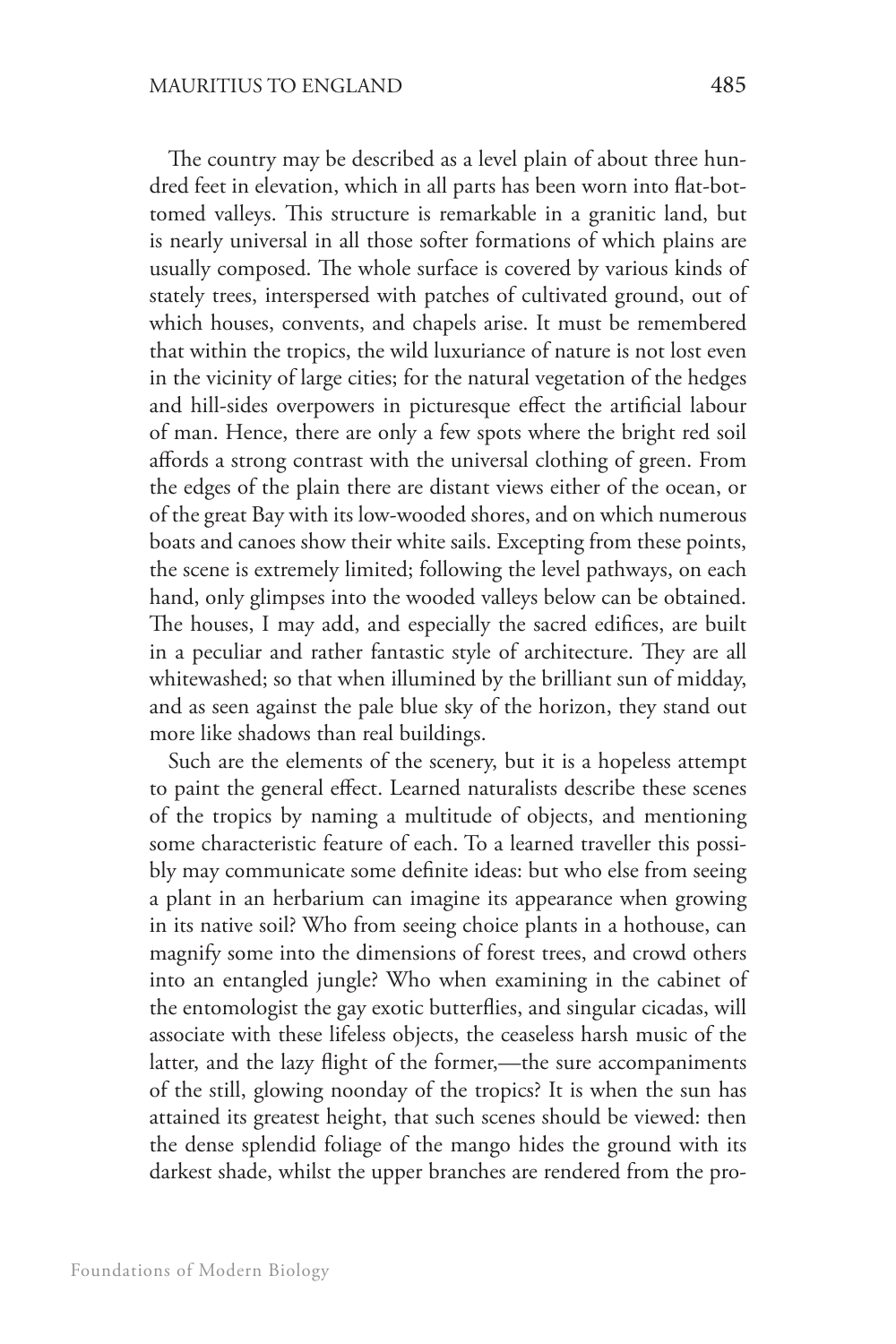The country may be described as a level plain of about three hundred feet in elevation, which in all parts has been worn into flat-bottomed valleys. This structure is remarkable in a granitic land, but is nearly universal in all those softer formations of which plains are usually composed. The whole surface is covered by various kinds of stately trees, interspersed with patches of cultivated ground, out of which houses, convents, and chapels arise. It must be remembered that within the tropics, the wild luxuriance of nature is not lost even in the vicinity of large cities; for the natural vegetation of the hedges and hill-sides overpowers in picturesque effect the artificial labour of man. Hence, there are only a few spots where the bright red soil affords a strong contrast with the universal clothing of green. From the edges of the plain there are distant views either of the ocean, or of the great Bay with its low-wooded shores, and on which numerous boats and canoes show their white sails. Excepting from these points, the scene is extremely limited; following the level pathways, on each hand, only glimpses into the wooded valleys below can be obtained. The houses, I may add, and especially the sacred edifices, are built in a peculiar and rather fantastic style of architecture. They are all whitewashed; so that when illumined by the brilliant sun of midday, and as seen against the pale blue sky of the horizon, they stand out more like shadows than real buildings.

Such are the elements of the scenery, but it is a hopeless attempt to paint the general effect. Learned naturalists describe these scenes of the tropics by naming a multitude of objects, and mentioning some characteristic feature of each. To a learned traveller this possibly may communicate some definite ideas: but who else from seeing a plant in an herbarium can imagine its appearance when growing in its native soil? Who from seeing choice plants in a hothouse, can magnify some into the dimensions of forest trees, and crowd others into an entangled jungle? Who when examining in the cabinet of the entomologist the gay exotic butterflies, and singular cicadas, will associate with these lifeless objects, the ceaseless harsh music of the latter, and the lazy flight of the former,—the sure accompaniments of the still, glowing noonday of the tropics? It is when the sun has attained its greatest height, that such scenes should be viewed: then the dense splendid foliage of the mango hides the ground with its darkest shade, whilst the upper branches are rendered from the pro-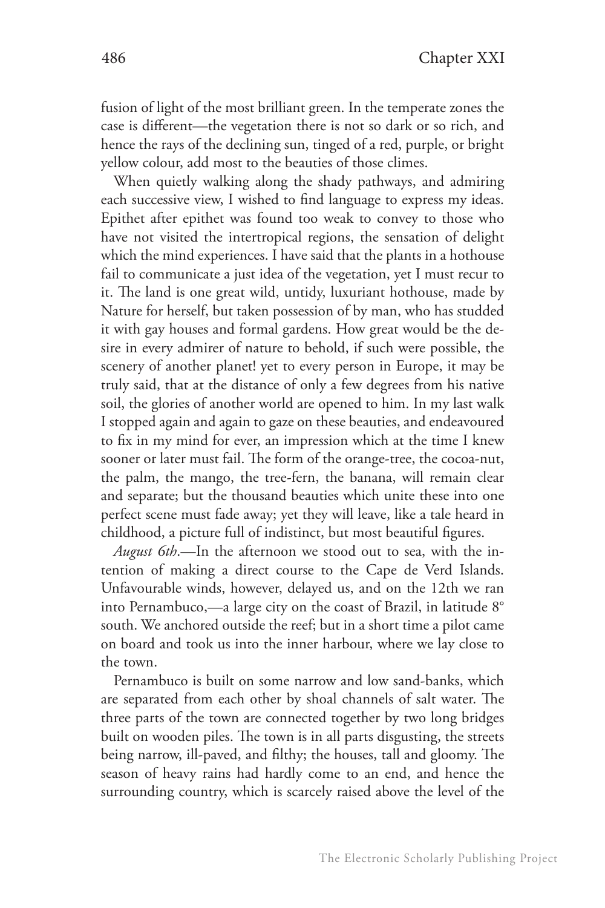fusion of light of the most brilliant green. In the temperate zones the case is different—the vegetation there is not so dark or so rich, and hence the rays of the declining sun, tinged of a red, purple, or bright yellow colour, add most to the beauties of those climes.

When quietly walking along the shady pathways, and admiring each successive view, I wished to find language to express my ideas. Epithet after epithet was found too weak to convey to those who have not visited the intertropical regions, the sensation of delight which the mind experiences. I have said that the plants in a hothouse fail to communicate a just idea of the vegetation, yet I must recur to it. The land is one great wild, untidy, luxuriant hothouse, made by Nature for herself, but taken possession of by man, who has studded it with gay houses and formal gardens. How great would be the desire in every admirer of nature to behold, if such were possible, the scenery of another planet! yet to every person in Europe, it may be truly said, that at the distance of only a few degrees from his native soil, the glories of another world are opened to him. In my last walk I stopped again and again to gaze on these beauties, and endeavoured to fix in my mind for ever, an impression which at the time I knew sooner or later must fail. The form of the orange-tree, the cocoa-nut, the palm, the mango, the tree-fern, the banana, will remain clear and separate; but the thousand beauties which unite these into one perfect scene must fade away; yet they will leave, like a tale heard in childhood, a picture full of indistinct, but most beautiful figures.

*August 6th*.—In the afternoon we stood out to sea, with the intention of making a direct course to the Cape de Verd Islands. Unfavourable winds, however, delayed us, and on the 12th we ran into Pernambuco,—a large city on the coast of Brazil, in latitude 8° south. We anchored outside the reef; but in a short time a pilot came on board and took us into the inner harbour, where we lay close to the town.

Pernambuco is built on some narrow and low sand-banks, which are separated from each other by shoal channels of salt water. The three parts of the town are connected together by two long bridges built on wooden piles. The town is in all parts disgusting, the streets being narrow, ill-paved, and filthy; the houses, tall and gloomy. The season of heavy rains had hardly come to an end, and hence the surrounding country, which is scarcely raised above the level of the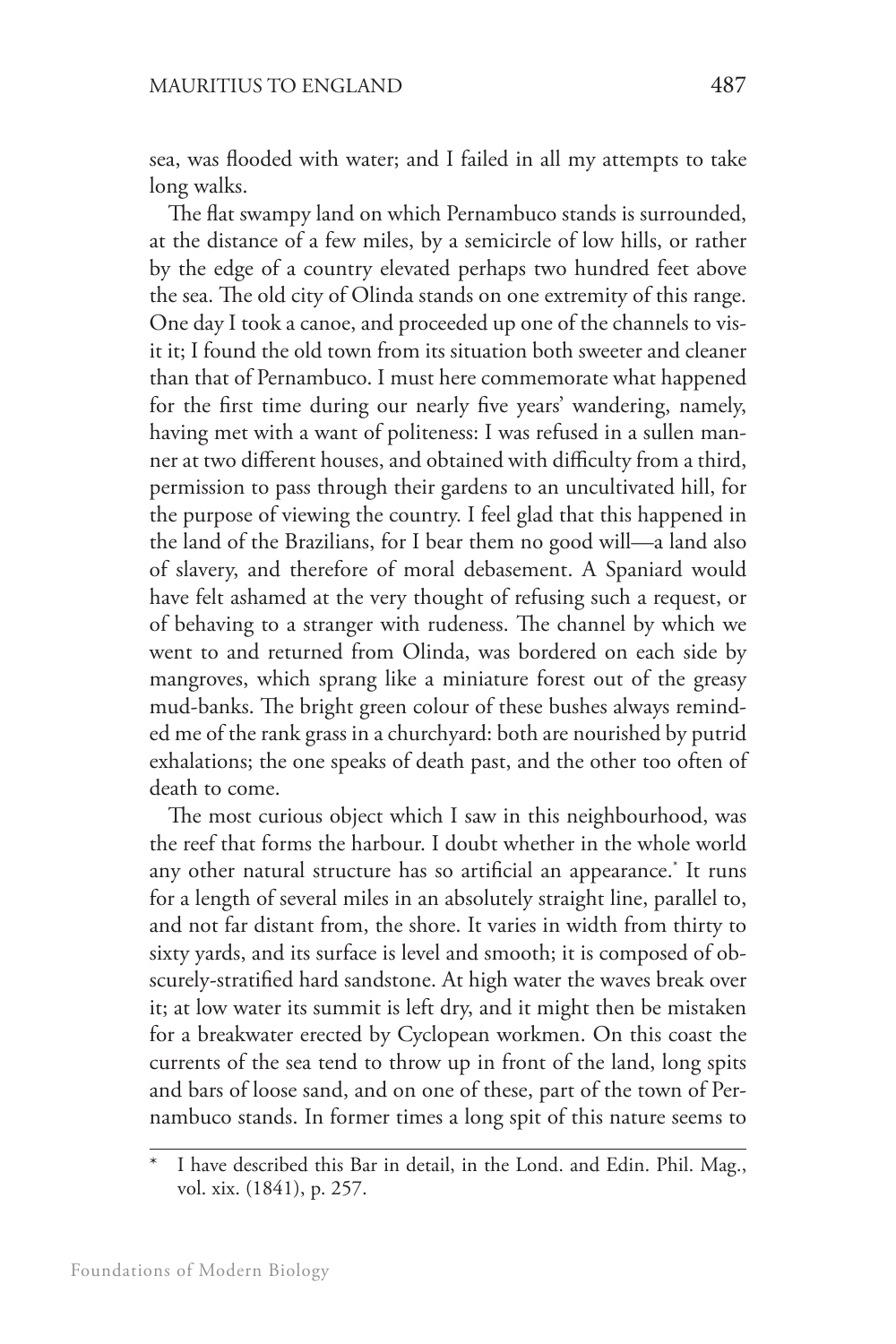sea, was flooded with water; and I failed in all my attempts to take long walks.

The flat swampy land on which Pernambuco stands is surrounded, at the distance of a few miles, by a semicircle of low hills, or rather by the edge of a country elevated perhaps two hundred feet above the sea. The old city of Olinda stands on one extremity of this range. One day I took a canoe, and proceeded up one of the channels to visit it; I found the old town from its situation both sweeter and cleaner than that of Pernambuco. I must here commemorate what happened for the first time during our nearly five years' wandering, namely, having met with a want of politeness: I was refused in a sullen manner at two different houses, and obtained with difficulty from a third, permission to pass through their gardens to an uncultivated hill, for the purpose of viewing the country. I feel glad that this happened in the land of the Brazilians, for I bear them no good will—a land also of slavery, and therefore of moral debasement. A Spaniard would have felt ashamed at the very thought of refusing such a request, or of behaving to a stranger with rudeness. The channel by which we went to and returned from Olinda, was bordered on each side by mangroves, which sprang like a miniature forest out of the greasy mud-banks. The bright green colour of these bushes always reminded me of the rank grass in a churchyard: both are nourished by putrid exhalations; the one speaks of death past, and the other too often of death to come.

The most curious object which I saw in this neighbourhood, was the reef that forms the harbour. I doubt whether in the whole world any other natural structure has so artificial an appearance.* It runs for a length of several miles in an absolutely straight line, parallel to, and not far distant from, the shore. It varies in width from thirty to sixty yards, and its surface is level and smooth; it is composed of obscurely-stratified hard sandstone. At high water the waves break over it; at low water its summit is left dry, and it might then be mistaken for a breakwater erected by Cyclopean workmen. On this coast the currents of the sea tend to throw up in front of the land, long spits and bars of loose sand, and on one of these, part of the town of Pernambuco stands. In former times a long spit of this nature seems to

---

* I have described this Bar in detail, in the Lond. and Edin. Phil. Mag., vol. xix. (1841), p. 257.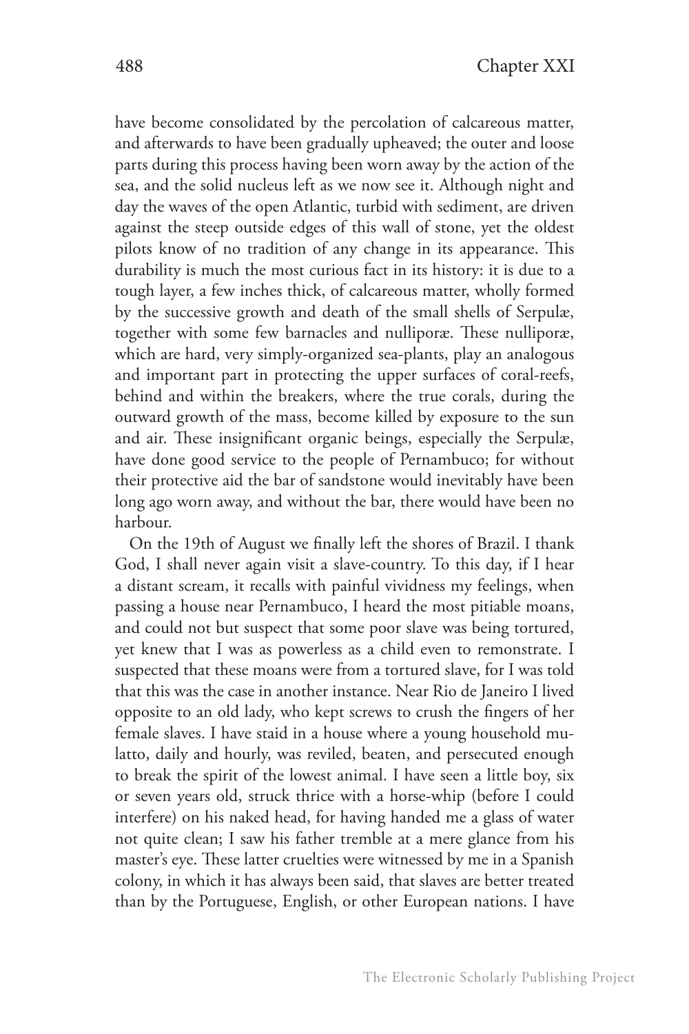have become consolidated by the percolation of calcareous matter, and afterwards to have been gradually upheaved; the outer and loose parts during this process having been worn away by the action of the sea, and the solid nucleus left as we now see it. Although night and day the waves of the open Atlantic, turbid with sediment, are driven against the steep outside edges of this wall of stone, yet the oldest pilots know of no tradition of any change in its appearance. This durability is much the most curious fact in its history: it is due to a tough layer, a few inches thick, of calcareous matter, wholly formed by the successive growth and death of the small shells of Serpulæ, together with some few barnacles and nulliporæ. These nulliporæ, which are hard, very simply-organized sea-plants, play an analogous and important part in protecting the upper surfaces of coral-reefs, behind and within the breakers, where the true corals, during the outward growth of the mass, become killed by exposure to the sun and air. These insignificant organic beings, especially the Serpulæ, have done good service to the people of Pernambuco; for without their protective aid the bar of sandstone would inevitably have been long ago worn away, and without the bar, there would have been no harbour.

On the 19th of August we finally left the shores of Brazil. I thank God, I shall never again visit a slave-country. To this day, if I hear a distant scream, it recalls with painful vividness my feelings, when passing a house near Pernambuco, I heard the most pitiable moans, and could not but suspect that some poor slave was being tortured, yet knew that I was as powerless as a child even to remonstrate. I suspected that these moans were from a tortured slave, for I was told that this was the case in another instance. Near Rio de Janeiro I lived opposite to an old lady, who kept screws to crush the fingers of her female slaves. I have staid in a house where a young household mulatto, daily and hourly, was reviled, beaten, and persecuted enough to break the spirit of the lowest animal. I have seen a little boy, six or seven years old, struck thrice with a horse-whip (before I could interfere) on his naked head, for having handed me a glass of water not quite clean; I saw his father tremble at a mere glance from his master's eye. These latter cruelties were witnessed by me in a Spanish colony, in which it has always been said, that slaves are better treated than by the Portuguese, English, or other European nations. I have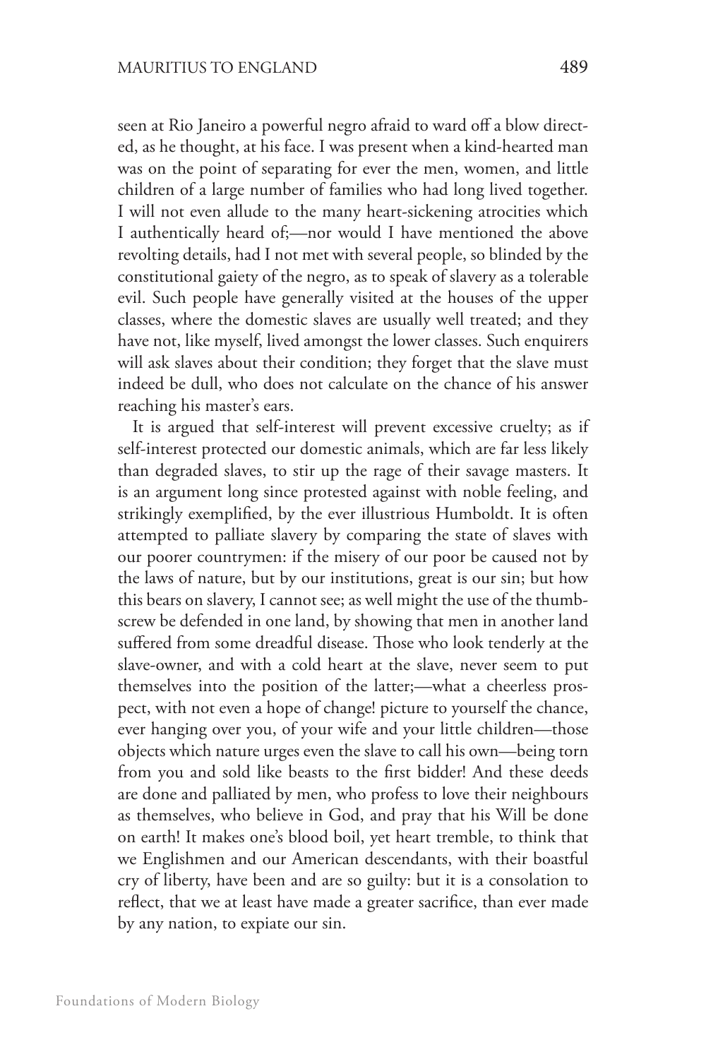seen at Rio Janeiro a powerful negro afraid to ward off a blow directed, as he thought, at his face. I was present when a kind-hearted man was on the point of separating for ever the men, women, and little children of a large number of families who had long lived together. I will not even allude to the many heart-sickening atrocities which I authentically heard of;—nor would I have mentioned the above revolting details, had I not met with several people, so blinded by the constitutional gaiety of the negro, as to speak of slavery as a tolerable evil. Such people have generally visited at the houses of the upper classes, where the domestic slaves are usually well treated; and they have not, like myself, lived amongst the lower classes. Such enquirers will ask slaves about their condition; they forget that the slave must indeed be dull, who does not calculate on the chance of his answer reaching his master's ears.

It is argued that self-interest will prevent excessive cruelty; as if self-interest protected our domestic animals, which are far less likely than degraded slaves, to stir up the rage of their savage masters. It is an argument long since protested against with noble feeling, and strikingly exemplified, by the ever illustrious Humboldt. It is often attempted to palliate slavery by comparing the state of slaves with our poorer countrymen: if the misery of our poor be caused not by the laws of nature, but by our institutions, great is our sin; but how this bears on slavery, I cannot see; as well might the use of the thumb-screw be defended in one land, by showing that men in another land suffered from some dreadful disease. Those who look tenderly at the slave-owner, and with a cold heart at the slave, never seem to put themselves into the position of the latter;—what a cheerless prospect, with not even a hope of change! picture to yourself the chance, ever hanging over you, of your wife and your little children—those objects which nature urges even the slave to call his own—being torn from you and sold like beasts to the first bidder! And these deeds are done and palliated by men, who profess to love their neighbours as themselves, who believe in God, and pray that his Will be done on earth! It makes one's blood boil, yet heart tremble, to think that we Englishmen and our American descendants, with their boastful cry of liberty, have been and are so guilty: but it is a consolation to reflect, that we at least have made a greater sacrifice, than ever made by any nation, to expiate our sin.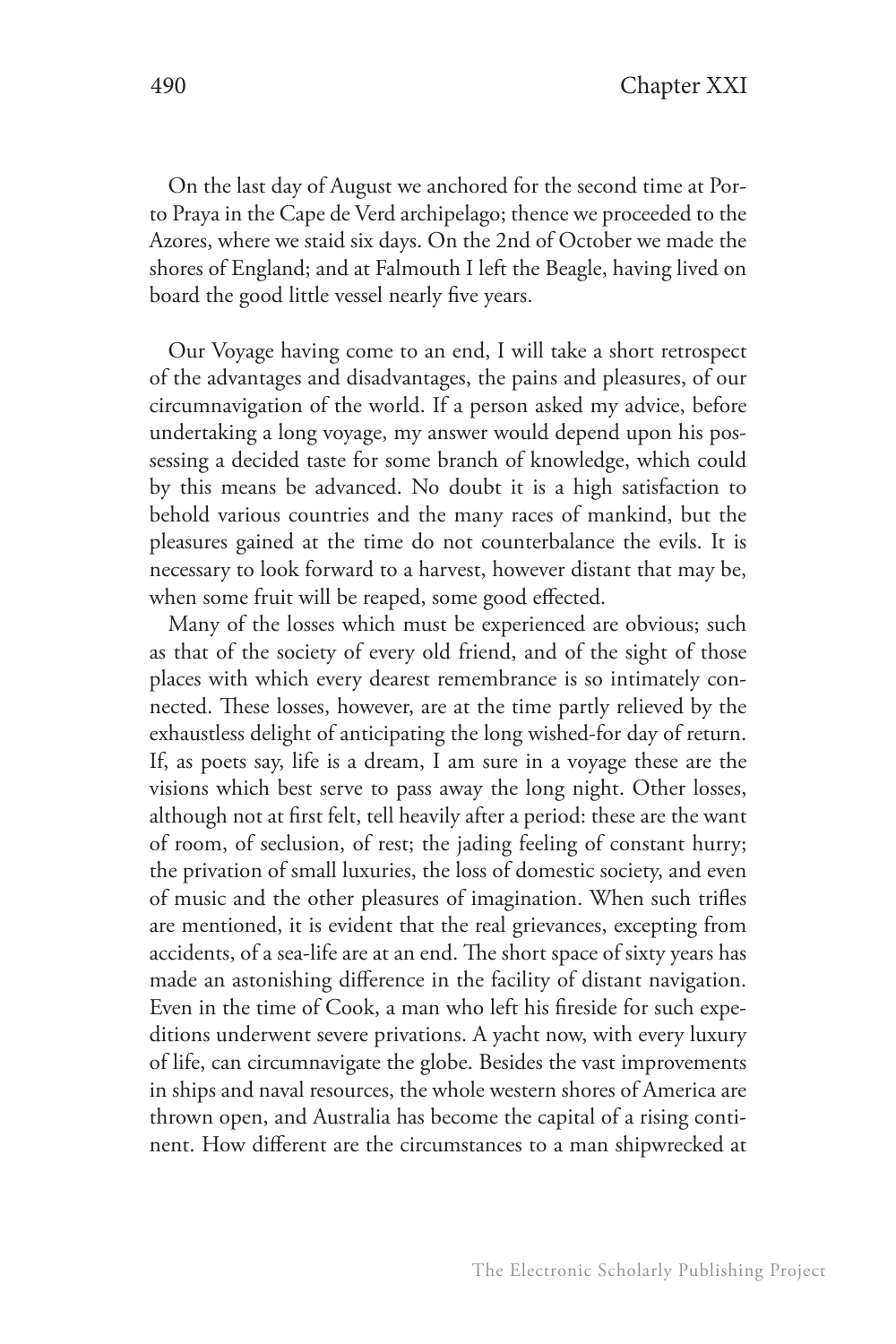On the last day of August we anchored for the second time at Porto Praya in the Cape de Verd archipelago; thence we proceeded to the Azores, where we staid six days. On the 2nd of October we made the shores of England; and at Falmouth I left the Beagle, having lived on board the good little vessel nearly five years.

Our Voyage having come to an end, I will take a short retrospect of the advantages and disadvantages, the pains and pleasures, of our circumnavigation of the world. If a person asked my advice, before undertaking a long voyage, my answer would depend upon his possessing a decided taste for some branch of knowledge, which could by this means be advanced. No doubt it is a high satisfaction to behold various countries and the many races of mankind, but the pleasures gained at the time do not counterbalance the evils. It is necessary to look forward to a harvest, however distant that may be, when some fruit will be reaped, some good effected.

Many of the losses which must be experienced are obvious; such as that of the society of every old friend, and of the sight of those places with which every dearest remembrance is so intimately connected. These losses, however, are at the time partly relieved by the exhaustless delight of anticipating the long wished-for day of return. If, as poets say, life is a dream, I am sure in a voyage these are the visions which best serve to pass away the long night. Other losses, although not at first felt, tell heavily after a period: these are the want of room, of seclusion, of rest; the jading feeling of constant hurry; the privation of small luxuries, the loss of domestic society, and even of music and the other pleasures of imagination. When such trifles are mentioned, it is evident that the real grievances, excepting from accidents, of a sea-life are at an end. The short space of sixty years has made an astonishing difference in the facility of distant navigation. Even in the time of Cook, a man who left his fireside for such expeditions underwent severe privations. A yacht now, with every luxury of life, can circumnavigate the globe. Besides the vast improvements in ships and naval resources, the whole western shores of America are thrown open, and Australia has become the capital of a rising continent. How different are the circumstances to a man shipwrecked at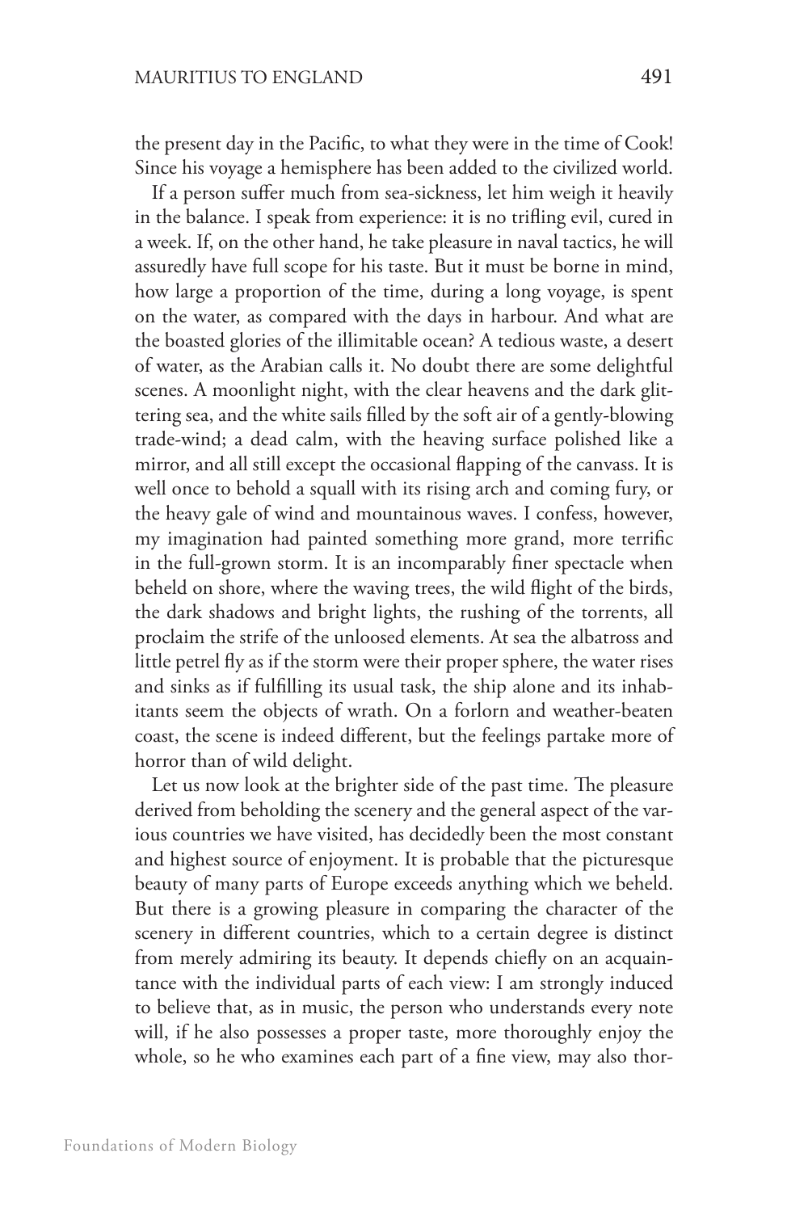the present day in the Pacific, to what they were in the time of Cook! Since his voyage a hemisphere has been added to the civilized world.

If a person suffer much from sea-sickness, let him weigh it heavily in the balance. I speak from experience: it is no trifling evil, cured in a week. If, on the other hand, he take pleasure in naval tactics, he will assuredly have full scope for his taste. But it must be borne in mind, how large a proportion of the time, during a long voyage, is spent on the water, as compared with the days in harbour. And what are the boasted glories of the illimitable ocean? A tedious waste, a desert of water, as the Arabian calls it. No doubt there are some delightful scenes. A moonlight night, with the clear heavens and the dark glittering sea, and the white sails filled by the soft air of a gently-blowing trade-wind; a dead calm, with the heaving surface polished like a mirror, and all still except the occasional flapping of the canvass. It is well once to behold a squall with its rising arch and coming fury, or the heavy gale of wind and mountainous waves. I confess, however, my imagination had painted something more grand, more terrific in the full-grown storm. It is an incomparably finer spectacle when beheld on shore, where the waving trees, the wild flight of the birds, the dark shadows and bright lights, the rushing of the torrents, all proclaim the strife of the unloosed elements. At sea the albatross and little petrel fly as if the storm were their proper sphere, the water rises and sinks as if fulfilling its usual task, the ship alone and its inhabitants seem the objects of wrath. On a forlorn and weather-beaten coast, the scene is indeed different, but the feelings partake more of horror than of wild delight.

Let us now look at the brighter side of the past time. The pleasure derived from beholding the scenery and the general aspect of the various countries we have visited, has decidedly been the most constant and highest source of enjoyment. It is probable that the picturesque beauty of many parts of Europe exceeds anything which we beheld. But there is a growing pleasure in comparing the character of the scenery in different countries, which to a certain degree is distinct from merely admiring its beauty. It depends chiefly on an acquaintance with the individual parts of each view: I am strongly induced to believe that, as in music, the person who understands every note will, if he also possesses a proper taste, more thoroughly enjoy the whole, so he who examines each part of a fine view, may also thor-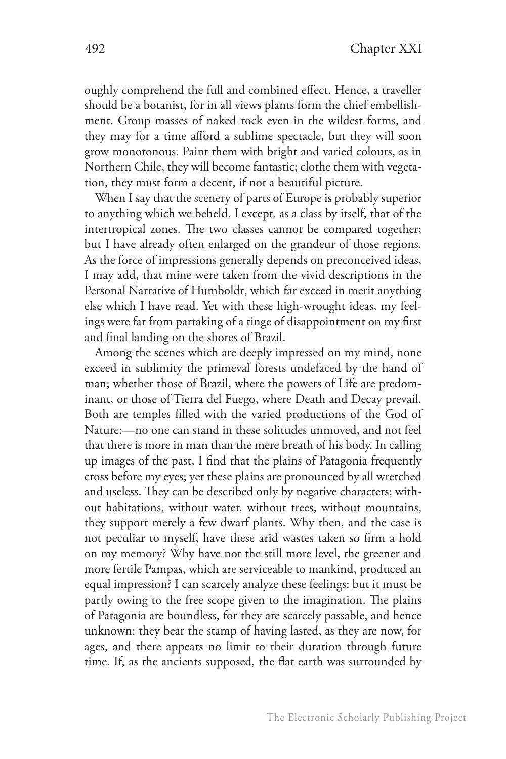oughly comprehend the full and combined effect. Hence, a traveller should be a botanist, for in all views plants form the chief embellishment. Group masses of naked rock even in the wildest forms, and they may for a time afford a sublime spectacle, but they will soon grow monotonous. Paint them with bright and varied colours, as in Northern Chile, they will become fantastic; clothe them with vegetation, they must form a decent, if not a beautiful picture.

When I say that the scenery of parts of Europe is probably superior to anything which we beheld, I except, as a class by itself, that of the intertropical zones. The two classes cannot be compared together; but I have already often enlarged on the grandeur of those regions. As the force of impressions generally depends on preconceived ideas, I may add, that mine were taken from the vivid descriptions in the Personal Narrative of Humboldt, which far exceed in merit anything else which I have read. Yet with these high-wrought ideas, my feelings were far from partaking of a tinge of disappointment on my first and final landing on the shores of Brazil.

Among the scenes which are deeply impressed on my mind, none exceed in sublimity the primeval forests undefaced by the hand of man; whether those of Brazil, where the powers of Life are predominant, or those of Tierra del Fuego, where Death and Decay prevail. Both are temples filled with the varied productions of the God of Nature:—no one can stand in these solitudes unmoved, and not feel that there is more in man than the mere breath of his body. In calling up images of the past, I find that the plains of Patagonia frequently cross before my eyes; yet these plains are pronounced by all wretched and useless. They can be described only by negative characters; without habitations, without water, without trees, without mountains, they support merely a few dwarf plants. Why then, and the case is not peculiar to myself, have these arid wastes taken so firm a hold on my memory? Why have not the still more level, the greener and more fertile Pampas, which are serviceable to mankind, produced an equal impression? I can scarcely analyze these feelings: but it must be partly owing to the free scope given to the imagination. The plains of Patagonia are boundless, for they are scarcely passable, and hence unknown: they bear the stamp of having lasted, as they are now, for ages, and there appears no limit to their duration through future time. If, as the ancients supposed, the flat earth was surrounded by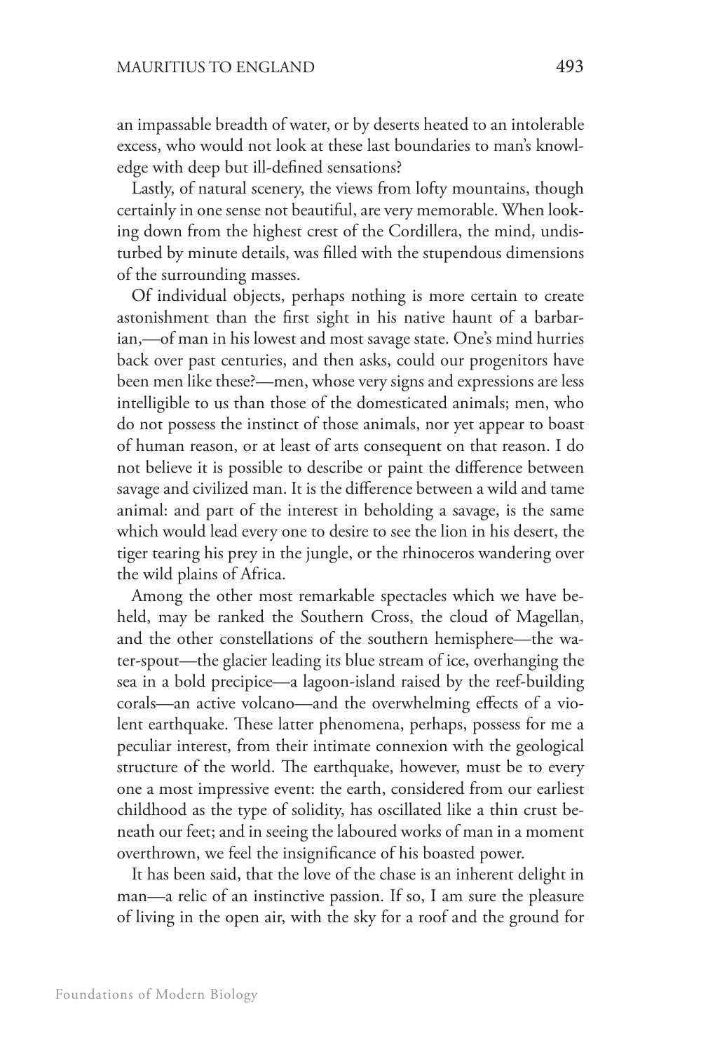an impassable breadth of water, or by deserts heated to an intolerable excess, who would not look at these last boundaries to man's knowledge with deep but ill-defined sensations?

Lastly, of natural scenery, the views from lofty mountains, though certainly in one sense not beautiful, are very memorable. When looking down from the highest crest of the Cordillera, the mind, undisturbed by minute details, was filled with the stupendous dimensions of the surrounding masses.

Of individual objects, perhaps nothing is more certain to create astonishment than the first sight in his native haunt of a barbarian,—of man in his lowest and most savage state. One's mind hurries back over past centuries, and then asks, could our progenitors have been men like these?—men, whose very signs and expressions are less intelligible to us than those of the domesticated animals; men, who do not possess the instinct of those animals, nor yet appear to boast of human reason, or at least of arts consequent on that reason. I do not believe it is possible to describe or paint the difference between savage and civilized man. It is the difference between a wild and tame animal: and part of the interest in beholding a savage, is the same which would lead every one to desire to see the lion in his desert, the tiger tearing his prey in the jungle, or the rhinoceros wandering over the wild plains of Africa.

Among the other most remarkable spectacles which we have beheld, may be ranked the Southern Cross, the cloud of Magellan, and the other constellations of the southern hemisphere—the water-spout—the glacier leading its blue stream of ice, overhanging the sea in a bold precipice—a lagoon-island raised by the reef-building corals—an active volcano—and the overwhelming effects of a violent earthquake. These latter phenomena, perhaps, possess for me a peculiar interest, from their intimate connexion with the geological structure of the world. The earthquake, however, must be to every one a most impressive event: the earth, considered from our earliest childhood as the type of solidity, has oscillated like a thin crust beneath our feet; and in seeing the laboured works of man in a moment overthrown, we feel the insignificance of his boasted power.

It has been said, that the love of the chase is an inherent delight in man—a relic of an instinctive passion. If so, I am sure the pleasure of living in the open air, with the sky for a roof and the ground for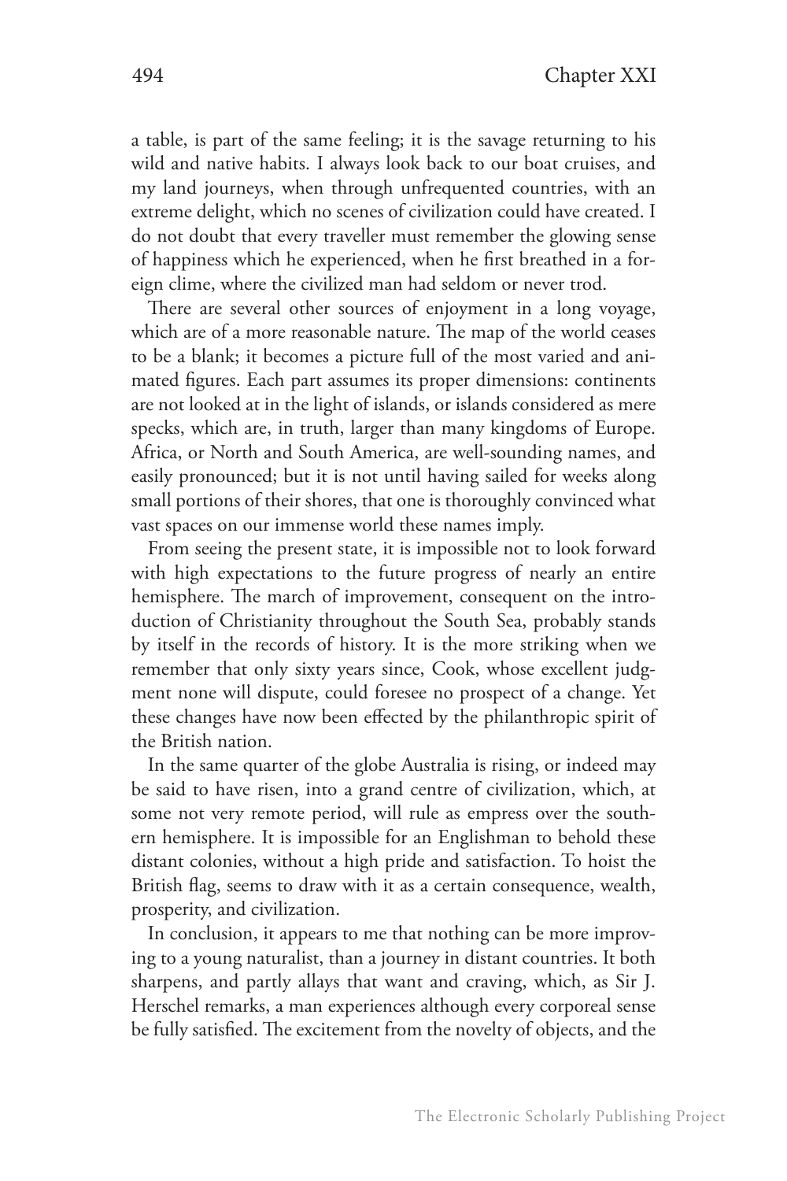a table, is part of the same feeling; it is the savage returning to his wild and native habits. I always look back to our boat cruises, and my land journeys, when through unfrequented countries, with an extreme delight, which no scenes of civilization could have created. I do not doubt that every traveller must remember the glowing sense of happiness which he experienced, when he first breathed in a foreign clime, where the civilized man had seldom or never trod.

There are several other sources of enjoyment in a long voyage, which are of a more reasonable nature. The map of the world ceases to be a blank; it becomes a picture full of the most varied and animated figures. Each part assumes its proper dimensions: continents are not looked at in the light of islands, or islands considered as mere specks, which are, in truth, larger than many kingdoms of Europe. Africa, or North and South America, are well-sounding names, and easily pronounced; but it is not until having sailed for weeks along small portions of their shores, that one is thoroughly convinced what vast spaces on our immense world these names imply.

From seeing the present state, it is impossible not to look forward with high expectations to the future progress of nearly an entire hemisphere. The march of improvement, consequent on the introduction of Christianity throughout the South Sea, probably stands by itself in the records of history. It is the more striking when we remember that only sixty years since, Cook, whose excellent judgment none will dispute, could foresee no prospect of a change. Yet these changes have now been effected by the philanthropic spirit of the British nation.

In the same quarter of the globe Australia is rising, or indeed may be said to have risen, into a grand centre of civilization, which, at some not very remote period, will rule as empress over the southern hemisphere. It is impossible for an Englishman to behold these distant colonies, without a high pride and satisfaction. To hoist the British flag, seems to draw with it as a certain consequence, wealth, prosperity, and civilization.

In conclusion, it appears to me that nothing can be more improving to a young naturalist, than a journey in distant countries. It both sharpens, and partly allays that want and craving, which, as Sir J. Herschel remarks, a man experiences although every corporeal sense be fully satisfied. The excitement from the novelty of objects, and the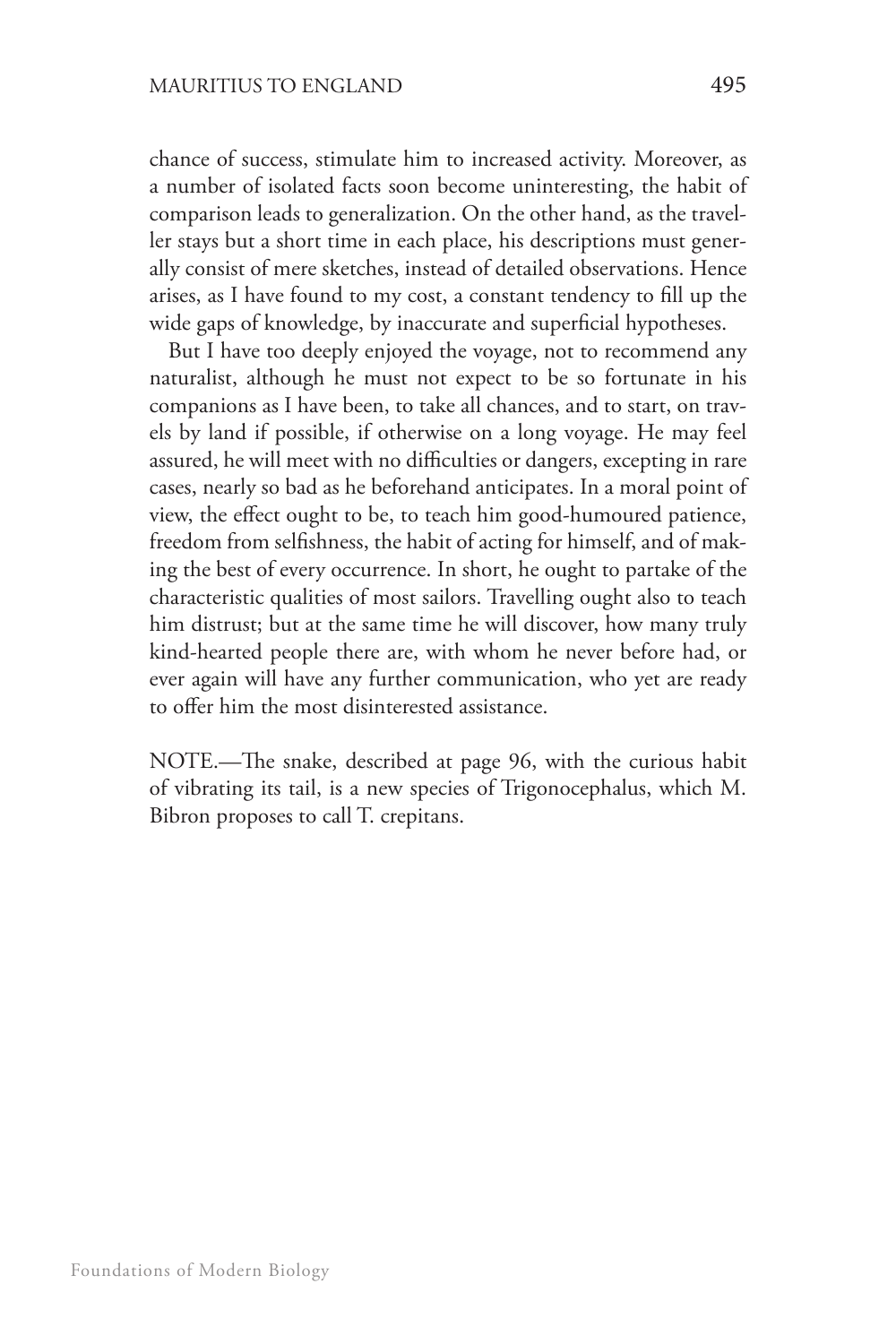chance of success, stimulate him to increased activity. Moreover, as a number of isolated facts soon become uninteresting, the habit of comparison leads to generalization. On the other hand, as the traveller stays but a short time in each place, his descriptions must generally consist of mere sketches, instead of detailed observations. Hence arises, as I have found to my cost, a constant tendency to fill up the wide gaps of knowledge, by inaccurate and superficial hypotheses.

But I have too deeply enjoyed the voyage, not to recommend any naturalist, although he must not expect to be so fortunate in his companions as I have been, to take all chances, and to start, on travels by land if possible, if otherwise on a long voyage. He may feel assured, he will meet with no difficulties or dangers, excepting in rare cases, nearly so bad as he beforehand anticipates. In a moral point of view, the effect ought to be, to teach him good-humoured patience, freedom from selfishness, the habit of acting for himself, and of making the best of every occurrence. In short, he ought to partake of the characteristic qualities of most sailors. Travelling ought also to teach him distrust; but at the same time he will discover, how many truly kind-hearted people there are, with whom he never before had, or ever again will have any further communication, who yet are ready to offer him the most disinterested assistance.

NOTE.—The snake, described at page 96, with the curious habit of vibrating its tail, is a new species of Trigonocephalus, which M. Bibron proposes to call T. crepitans.